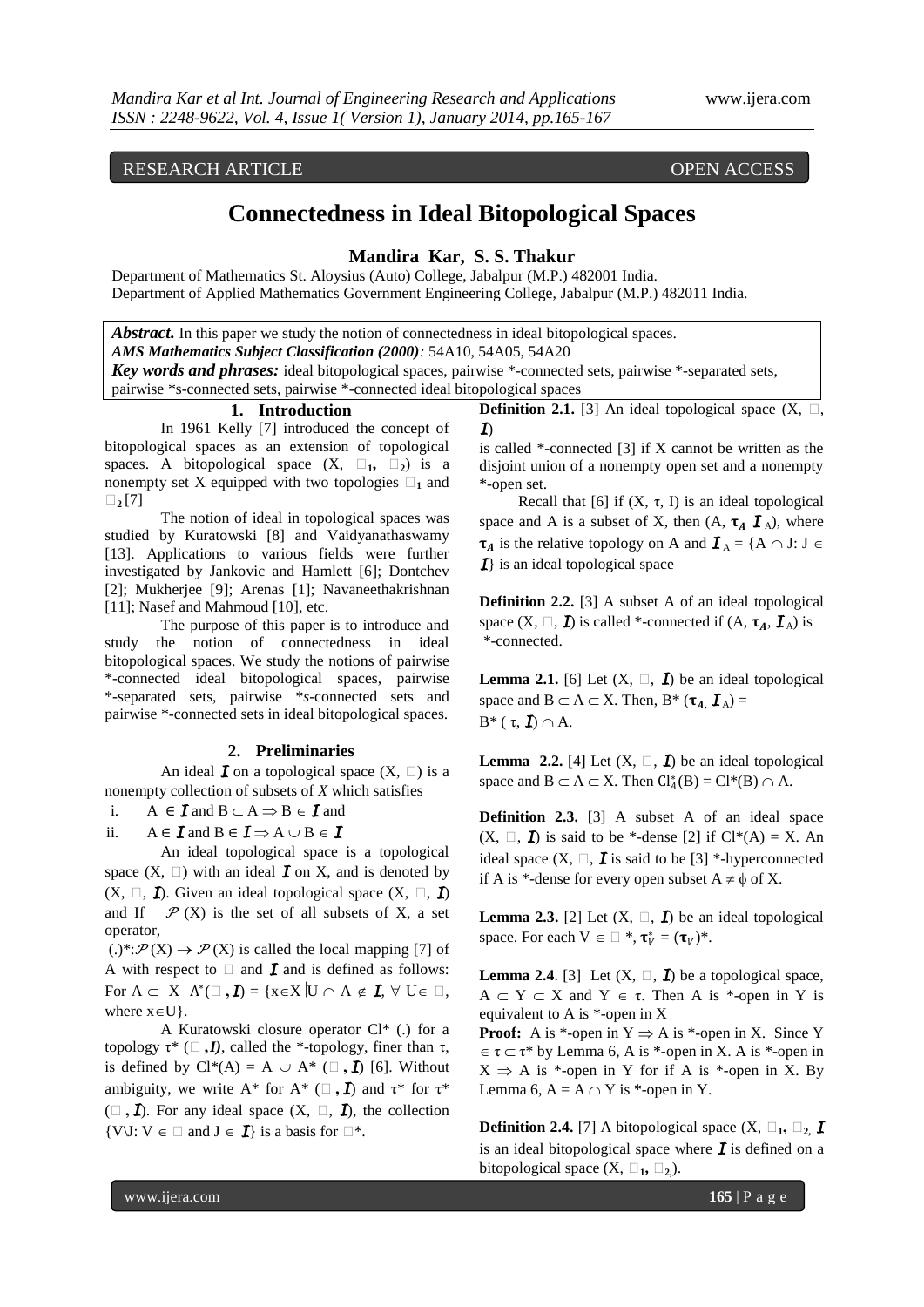RESEARCH ARTICLE OPEN ACCESS

# Connectedness in Ideal Bitopological Spaces

**Mandira Kar, S. S. Thakur**

Department of Mathematics St. Aloysius (Auto) College, Jabalpur (M.P.) 482001 India.
Department of Applied Mathematics Government Engineering College, Jabalpur (M.P.) 482011 India.

***Abstract.*** In this paper we study the notion of connectedness in ideal bitopological spaces.
***AMS Mathematics Subject Classification (2000):*** 54A10, 54A05, 54A20
***Key words and phrases:*** ideal bitopological spaces, pairwise *-connected sets, pairwise *-separated sets, pairwise *s-connected sets, pairwise *-connected ideal bitopological spaces

## 1. Introduction

In 1961 Kelly [7] introduced the concept of bitopological spaces as an extension of topological spaces. A bitopological space $(X, \tau_1, \tau_2)$ is a nonempty set X equipped with two topologies $\tau_1$ and $\tau_2$ [7]

The notion of ideal in topological spaces was studied by Kuratowski [8] and Vaidyanathaswamy [13]. Applications to various fields were further investigated by Jankovic and Hamlett [6]; Dontchev [2]; Mukherjee [9]; Arenas [1]; Navaneethakrishnan [11]; Nasef and Mahmoud [10], etc.

The purpose of this paper is to introduce and study the notion of connectedness in ideal bitopological spaces. We study the notions of pairwise *-connected ideal bitopological spaces, pairwise *-separated sets, pairwise *s-connected sets and pairwise *-connected sets in ideal bitopological spaces.

## 2. Preliminaries

An ideal $\mathcal{I}$ on a topological space $(X, \tau)$ is a nonempty collection of subsets of *X* which satisfies

i. $A \in \mathcal{I}$ and $B \subset A \Rightarrow B \in \mathcal{I}$ and
ii. $A \in \mathcal{I}$ and $B \in \mathcal{I} \Rightarrow A \cup B \in \mathcal{I}$

An ideal topological space is a topological space $(X, \tau)$ with an ideal $\mathcal{I}$ on X, and is denoted by $(X, \tau, \mathcal{I})$. Given an ideal topological space $(X, \tau, \mathcal{I})$ and If $\mathcal{P}(X)$ is the set of all subsets of X, a set operator, $(.)^*: \mathcal{P}(X) \to \mathcal{P}(X)$ is called the local mapping [7] of A with respect to $\tau$ and $\mathcal{I}$ and is defined as follows: For $A \subset X$ $A^*(\tau, \mathcal{I}) = \{x \in X \mid U \cap A \notin \mathcal{I}, \forall U \in \tau,$ where $x \in U\}$.

A Kuratowski closure operator $Cl^*(.)$ for a topology $\tau^*(\tau, \mathcal{I})$, called the *-topology, finer than $\tau$, is defined by $Cl^*(A) = A \cup A^*(\tau, \mathcal{I})$ [6]. Without ambiguity, we write $A^*$ for $A^*(\tau, \mathcal{I})$ and $\tau^*$ for $\tau^*(\tau, \mathcal{I})$. For any ideal space $(X, \tau, \mathcal{I})$, the collection $\{V \setminus J : V \in \tau$ and $J \in \mathcal{I}\}$ is a basis for $\tau^*$.

**Definition 2.1.** [3] An ideal topological space $(X, \tau, \mathcal{I})$ is called *-connected [3] if X cannot be written as the disjoint union of a nonempty open set and a nonempty *-open set.

Recall that [6] if $(X, \tau, I)$ is an ideal topological space and A is a subset of X, then $(A, \tau_A, \mathcal{I}_A)$, where $\tau_A$ is the relative topology on A and $\mathcal{I}_A = \{A \cap J : J \in \mathcal{I}\}$ is an ideal topological space

**Definition 2.2.** [3] A subset A of an ideal topological space $(X, \tau, \mathcal{I})$ is called *-connected if $(A, \tau_A, \mathcal{I}_A)$ is *-connected.

**Lemma 2.1.** [6] Let $(X, \tau, \mathcal{I})$ be an ideal topological space and $B \subset A \subset X$. Then, $B^*(\tau_A, \mathcal{I}_A) = B^*(\tau, \mathcal{I}) \cap A$.

**Lemma 2.2.** [4] Let $(X, \tau, \mathcal{I})$ be an ideal topological space and $B \subset A \subset X$. Then $Cl_A^*(B) = Cl^*(B) \cap A$.

**Definition 2.3.** [3] A subset A of an ideal space $(X, \tau, \mathcal{I})$ is said to be *-dense [2] if $Cl^*(A) = X$. An ideal space $(X, \tau, \mathcal{I}$ is said to be [3] *-hyperconnected if A is *-dense for every open subset $A \neq \phi$ of X.

**Lemma 2.3.** [2] Let $(X, \tau, \mathcal{I})$ be an ideal topological space. For each $V \in \tau^*$, $\tau_V^* = (\tau_V)^*$.

**Lemma 2.4**. [3] Let $(X, \tau, \mathcal{I})$ be a topological space, $A \subset Y \subset X$ and $Y \in \tau$. Then A is *-open in Y is equivalent to A is *-open in X

**Proof:** A is *-open in Y $\Rightarrow$ A is *-open in X. Since Y $\in \tau \subset \tau^*$ by Lemma 6, A is *-open in X. A is *-open in X $\Rightarrow$ A is *-open in Y for if A is *-open in X. By Lemma 6, $A = A \cap Y$ is *-open in Y.

**Definition 2.4.** [7] A bitopological space $(X, \tau_1, \tau_2, \mathcal{I}$ is an ideal bitopological space where $\mathcal{I}$ is defined on a bitopological space $(X, \tau_1, \tau_2)$.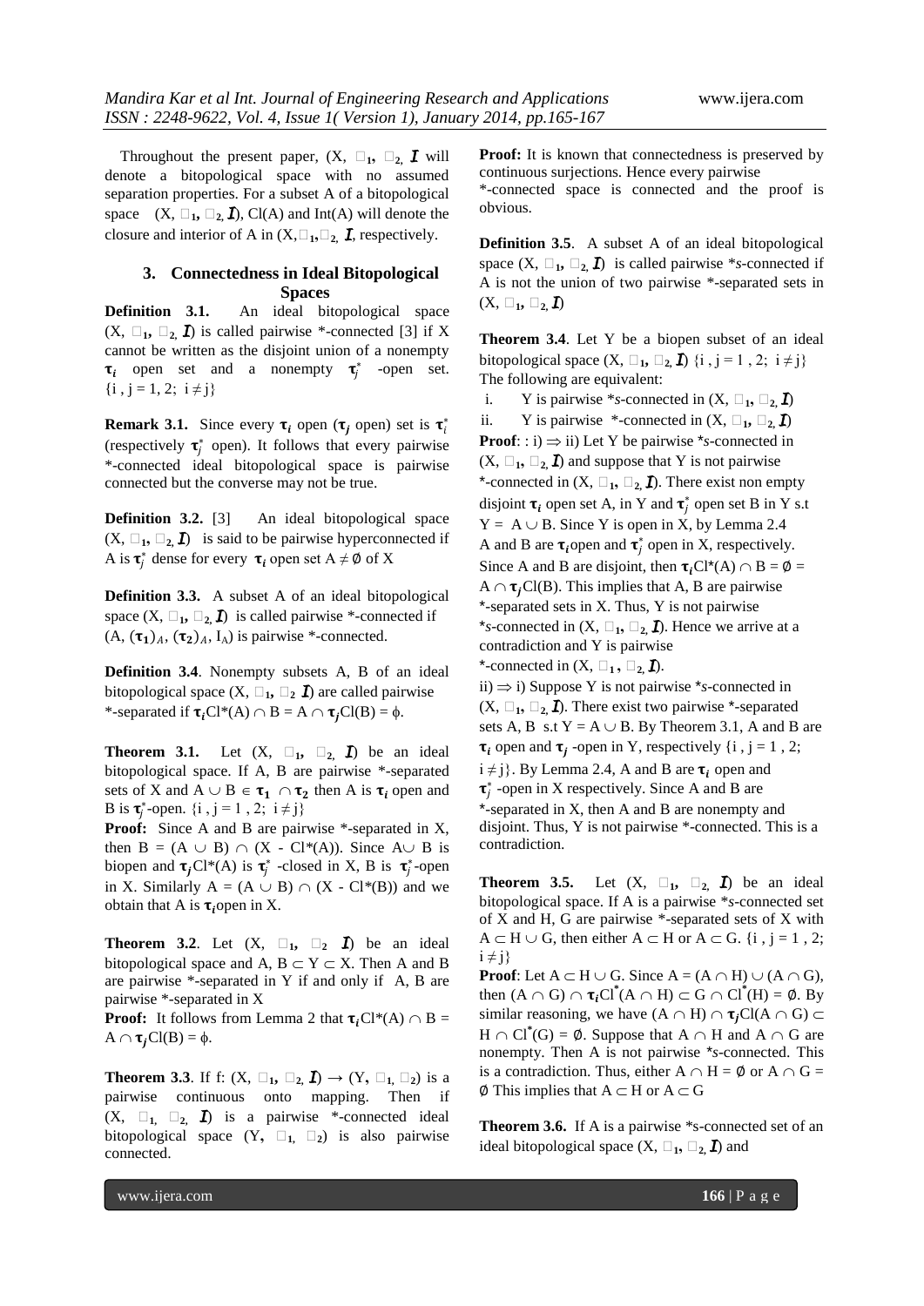Throughout the present paper, (X, $\tau_1$, $\tau_2$, $I$ will denote a bitopological space with no assumed separation properties. For a subset A of a bitopological space (X, $\tau_1$, $\tau_2$, $I$), Cl(A) and Int(A) will denote the closure and interior of A in (X, $\tau_1$, $\tau_2$, $I$, respectively.

## 3. Connectedness in Ideal Bitopological Spaces

**Definition 3.1.** An ideal bitopological space (X, $\tau_1$, $\tau_2$, $I$) is called pairwise *-connected [3] if X cannot be written as the disjoint union of a nonempty $\boldsymbol{\tau_i}$ open set and a nonempty $\boldsymbol{\tau}_j^*$ -open set. {i , j = 1, 2; i ≠ j}

**Remark 3.1.** Since every $\boldsymbol{\tau_i}$ open ($\boldsymbol{\tau_j}$ open) set is $\boldsymbol{\tau}_i^*$ (respectively $\boldsymbol{\tau}_j^*$ open). It follows that every pairwise *-connected ideal bitopological space is pairwise connected but the converse may not be true.

**Definition 3.2.** [3] An ideal bitopological space (X, $\tau_1$, $\tau_2$, $I$) is said to be pairwise hyperconnected if A is $\boldsymbol{\tau}_j^*$ dense for every $\boldsymbol{\tau_i}$ open set A ≠ ∅ of X

**Definition 3.3.** A subset A of an ideal bitopological space (X, $\tau_1$, $\tau_2$, $I$) is called pairwise *-connected if (A, $(\boldsymbol{\tau_1})_A$, $(\boldsymbol{\tau_2})_A$, $I_A$) is pairwise *-connected.

**Definition 3.4**. Nonempty subsets A, B of an ideal bitopological space (X, $\tau_1$, $\tau_2$ $I$) are called pairwise *-separated if $\boldsymbol{\tau_i}$Cl*(A) ∩ B = A ∩ $\boldsymbol{\tau_j}$Cl(B) = ϕ.

**Theorem 3.1.** Let (X, $\tau_1$, $\tau_2$, $I$) be an ideal bitopological space. If A, B are pairwise *-separated sets of X and A ∪ B ∈ $\boldsymbol{\tau_1}$ ∩ $\boldsymbol{\tau_2}$ then A is $\boldsymbol{\tau_i}$ open and B is $\boldsymbol{\tau}_j^*$-open. {i , j = 1 , 2; i ≠ j}

**Proof:** Since A and B are pairwise *-separated in X, then B = (A ∪ B) ∩ (X - Cl*(A)). Since A∪ B is biopen and $\boldsymbol{\tau_j}$Cl*(A) is $\boldsymbol{\tau}_j^*$ -closed in X, B is $\boldsymbol{\tau}_j^*$-open in X. Similarly A = (A ∪ B) ∩ (X - Cl*(B)) and we obtain that A is $\boldsymbol{\tau_i}$open in X.

**Theorem 3.2**. Let (X, $\tau_1$, $\tau_2$ $I$) be an ideal bitopological space and A, B ⊂ Y ⊂ X. Then A and B are pairwise *-separated in Y if and only if A, B are pairwise *-separated in X

**Proof:** It follows from Lemma 2 that $\boldsymbol{\tau_i}$Cl*(A) ∩ B = A ∩ $\boldsymbol{\tau_j}$Cl(B) = ϕ.

**Theorem 3.3**. If f: (X, $\tau_1$, $\tau_2$, $I$) → (Y, $\tau_1$, $\tau_2$) is a pairwise continuous onto mapping. Then if (X, $\tau_1$, $\tau_2$, $I$) is a pairwise *-connected ideal bitopological space (Y, $\tau_1$, $\tau_2$) is also pairwise connected.

**Proof:** It is known that connectedness is preserved by continuous surjections. Hence every pairwise *-connected space is connected and the proof is obvious.

**Definition 3.5**. A subset A of an ideal bitopological space (X, $\tau_1$, $\tau_2$, $I$) is called pairwise *s-connected if A is not the union of two pairwise *-separated sets in (X, $\tau_1$, $\tau_2$, $I$)

**Theorem 3.4**. Let Y be a biopen subset of an ideal bitopological space (X, $\tau_1$, $\tau_2$, $I$) {i , j = 1 , 2; i ≠ j} The following are equivalent:

i. Y is pairwise *s-connected in (X, $\tau_1$, $\tau_2$, $I$)
ii. Y is pairwise *-connected in (X, $\tau_1$, $\tau_2$, $I$)

**Proof**: : i) ⇒ ii) Let Y be pairwise *s-connected in (X, $\tau_1$, $\tau_2$, $I$) and suppose that Y is not pairwise *-connected in (X, $\tau_1$, $\tau_2$, $I$). There exist non empty disjoint $\boldsymbol{\tau_i}$ open set A, in Y and $\boldsymbol{\tau}_j^*$ open set B in Y s.t Y = A ∪ B. Since Y is open in X, by Lemma 2.4 A and B are $\boldsymbol{\tau_i}$open and $\boldsymbol{\tau}_j^*$ open in X, respectively. Since A and B are disjoint, then $\boldsymbol{\tau_i}$Cl*(A) ∩ B = ∅ = A ∩ $\boldsymbol{\tau_j}$Cl(B). This implies that A, B are pairwise *-separated sets in X. Thus, Y is not pairwise *s-connected in (X, $\tau_1$, $\tau_2$, $I$). Hence we arrive at a contradiction and Y is pairwise *-connected in (X, $\tau_1$, $\tau_2$, $I$).

ii) ⇒ i) Suppose Y is not pairwise *s-connected in (X, $\tau_1$, $\tau_2$, $I$). There exist two pairwise *-separated sets A, B s.t Y = A ∪ B. By Theorem 3.1, A and B are $\boldsymbol{\tau_i}$ open and $\boldsymbol{\tau_j}$ -open in Y, respectively {i , j = 1 , 2; i ≠ j}. By Lemma 2.4, A and B are $\boldsymbol{\tau_i}$ open and $\boldsymbol{\tau}_j^*$ -open in X respectively. Since A and B are *-separated in X, then A and B are nonempty and disjoint. Thus, Y is not pairwise *-connected. This is a contradiction.

**Theorem 3.5.** Let (X, $\tau_1$, $\tau_2$, $I$) be an ideal bitopological space. If A is a pairwise *s-connected set of X and H, G are pairwise *-separated sets of X with A ⊂ H ∪ G, then either A ⊂ H or A ⊂ G. {i , j = 1 , 2; i ≠ j}

**Proof**: Let A ⊂ H ∪ G. Since A = (A ∩ H) ∪ (A ∩ G), then (A ∩ G) ∩ $\boldsymbol{\tau_i}$Cl$^*$(A ∩ H) ⊂ G ∩ Cl$^*$(H) = ∅. By similar reasoning, we have (A ∩ H) ∩ $\boldsymbol{\tau_j}$Cl(A ∩ G) ⊂ H ∩ Cl$^*$(G) = ∅. Suppose that A ∩ H and A ∩ G are nonempty. Then A is not pairwise *s-connected. This is a contradiction. Thus, either A ∩ H = ∅ or A ∩ G = ∅ This implies that A ⊂ H or A ⊂ G

**Theorem 3.6.** If A is a pairwise *s-connected set of an ideal bitopological space (X, $\tau_1$, $\tau_2$, $I$) and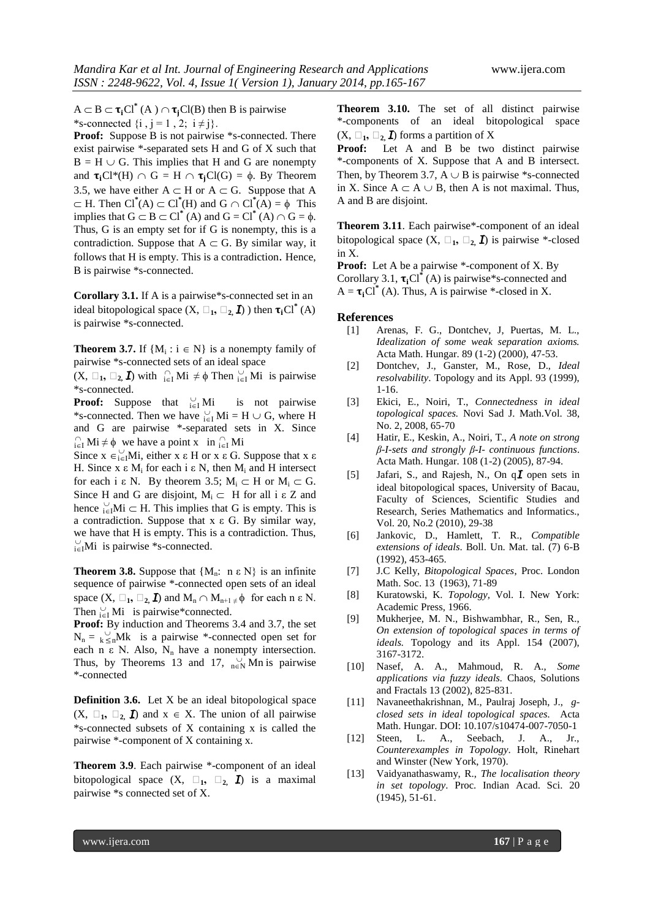$A \subset B \subset \tau_i Cl^*(A) \cap \tau_j Cl(B)$ then B is pairwise *s-connected $\{i, j = 1, 2;\ i \neq j\}$.

**Proof:** Suppose B is not pairwise *s-connected. There exist pairwise *-separated sets H and G of X such that $B = H \cup G$. This implies that H and G are nonempty and $\tau_i Cl^*(H) \cap G = H \cap \tau_j Cl(G) = \phi$. By Theorem 3.5, we have either $A \subset H$ or $A \subset G$. Suppose that $A \subset H$. Then $Cl^*(A) \subset Cl^*(H)$ and $G \cap Cl^*(A) = \phi$ This implies that $G \subset B \subset Cl^*(A)$ and $G = Cl^*(A) \cap G = \phi$. Thus, G is an empty set for if G is nonempty, this is a contradiction. Suppose that $A \subset G$. By similar way, it follows that H is empty. This is a contradiction. Hence, B is pairwise *s-connected.

**Corollary 3.1.** If A is a pairwise*s-connected set in an ideal bitopological space $(X, \tau_1, \tau_2, I)$ ) then $\tau_i Cl^*(A)$ is pairwise *s-connected.

**Theorem 3.7.** If $\{M_i : i \in N\}$ is a nonempty family of pairwise *s-connected sets of an ideal space $(X, \tau_1, \tau_2, I)$ with $\bigcap_{i\in I} Mi \neq \phi$ Then $\bigcup_{i\in I} Mi$ is pairwise *s-connected.

**Proof:** Suppose that $\bigcup_{i\in I} Mi$ is not pairwise *s-connected. Then we have $\bigcup_{i\in I} Mi = H \cup G$, where H and G are pairwise *-separated sets in X. Since $\bigcap_{i\in I} Mi \neq \phi$ we have a point x in $\bigcap_{i\in I} Mi$

Since $x \in \bigcup_{i\in I} Mi$, either $x \in H$ or $x \in G$. Suppose that $x \in H$. Since $x \in M_i$ for each $i \in N$, then $M_i$ and H intersect for each $i \in N$. By theorem 3.5; $M_i \subset H$ or $M_i \subset G$. Since H and G are disjoint, $M_i \subset H$ for all $i \in Z$ and hence $\bigcup_{i\in I} Mi \subset H$. This implies that G is empty. This is a contradiction. Suppose that $x \in G$. By similar way, we have that H is empty. This is a contradiction. Thus, $\bigcup_{i\in I} Mi$ is pairwise *s-connected.

**Theorem 3.8.** Suppose that $\{M_n: n \in N\}$ is an infinite sequence of pairwise *-connected open sets of an ideal space $(X, \tau_1, \tau_2, I)$ and $M_n \cap M_{n+1} \neq \phi$ for each $n \in N$. Then $\bigcup_{i\in I} Mi$ is pairwise*connected.

**Proof:** By induction and Theorems 3.4 and 3.7, the set $N_n = \bigcup_{k \leq n} Mk$ is a pairwise *-connected open set for each $n \in N$. Also, $N_n$ have a nonempty intersection. Thus, by Theorems 13 and 17, $\bigcup_{n\in N} Mn$ is pairwise *-connected

**Definition 3.6.** Let X be an ideal bitopological space $(X, \tau_1, \tau_2, I)$ and $x \in X$. The union of all pairwise *s-connected subsets of X containing x is called the pairwise *-component of X containing x.

**Theorem 3.9**. Each pairwise *-component of an ideal bitopological space $(X, \tau_1, \tau_2, I)$ is a maximal pairwise *s connected set of X.

**Theorem 3.10.** The set of all distinct pairwise *-components of an ideal bitopological space $(X, \tau_1, \tau_2, I)$ forms a partition of X

**Proof:** Let A and B be two distinct pairwise *-components of X. Suppose that A and B intersect. Then, by Theorem 3.7, $A \cup B$ is pairwise *s-connected in X. Since $A \subset A \cup B$, then A is not maximal. Thus, A and B are disjoint.

**Theorem 3.11**. Each pairwise*-component of an ideal bitopological space $(X, \tau_1, \tau_2, I)$ is pairwise *-closed in X.

**Proof:** Let A be a pairwise *-component of X. By Corollary 3.1, $\tau_i Cl^*(A)$ is pairwise*s-connected and $A = \tau_i Cl^*(A)$. Thus, A is pairwise *-closed in X.

## References

[1] Arenas, F. G., Dontchev, J, Puertas, M. L., *Idealization of some weak separation axioms.* Acta Math. Hungar. 89 (1-2) (2000), 47-53.

[2] Dontchev, J., Ganster, M., Rose, D., *Ideal resolvability*. Topology and its Appl. 93 (1999), 1-16.

[3] Ekici, E., Noiri, T., *Connectedness in ideal topological spaces.* Novi Sad J. Math.Vol. 38, No. 2, 2008, 65-70

[4] Hatir, E., Keskin, A., Noiri, T., *A note on strong β-I-sets and strongly β-I- continuous functions*. Acta Math. Hungar. 108 (1-2) (2005), 87-94.

[5] Jafari, S., and Rajesh, N., On q*I* open sets in ideal bitopological spaces, University of Bacau, Faculty of Sciences, Scientific Studies and Research, Series Mathematics and Informatics., Vol. 20, No.2 (2010), 29-38

[6] Jankovic, D., Hamlett, T. R., *Compatible extensions of ideals*. Boll. Un. Mat. tal. (7) 6-B (1992), 453-465.

[7] J.C Kelly, *Bitopological Spaces*, Proc. London Math. Soc. 13 (1963), 71-89

[8] Kuratowski, K. *Topology*, Vol. I. New York: Academic Press, 1966.

[9] Mukherjee, M. N., Bishwambhar, R., Sen, R., *On extension of topological spaces in terms of ideals.* Topology and its Appl. 154 (2007), 3167-3172.

[10] Nasef, A. A., Mahmoud, R. A., *Some applications via fuzzy ideals.* Chaos, Solutions and Fractals 13 (2002), 825-831.

[11] Navaneethakrishnan, M., Paulraj Joseph, J., *g-closed sets in ideal topological spaces.* Acta Math. Hungar. DOI: 10.107/s10474-007-7050-1

[12] Steen, L. A., Seebach, J. A., Jr., *Counterexamples in Topology*. Holt, Rinehart and Winster (New York, 1970).

[13] Vaidyanathaswamy, R., *The localisation theory in set topology*. Proc. Indian Acad. Sci. 20 (1945), 51-61.